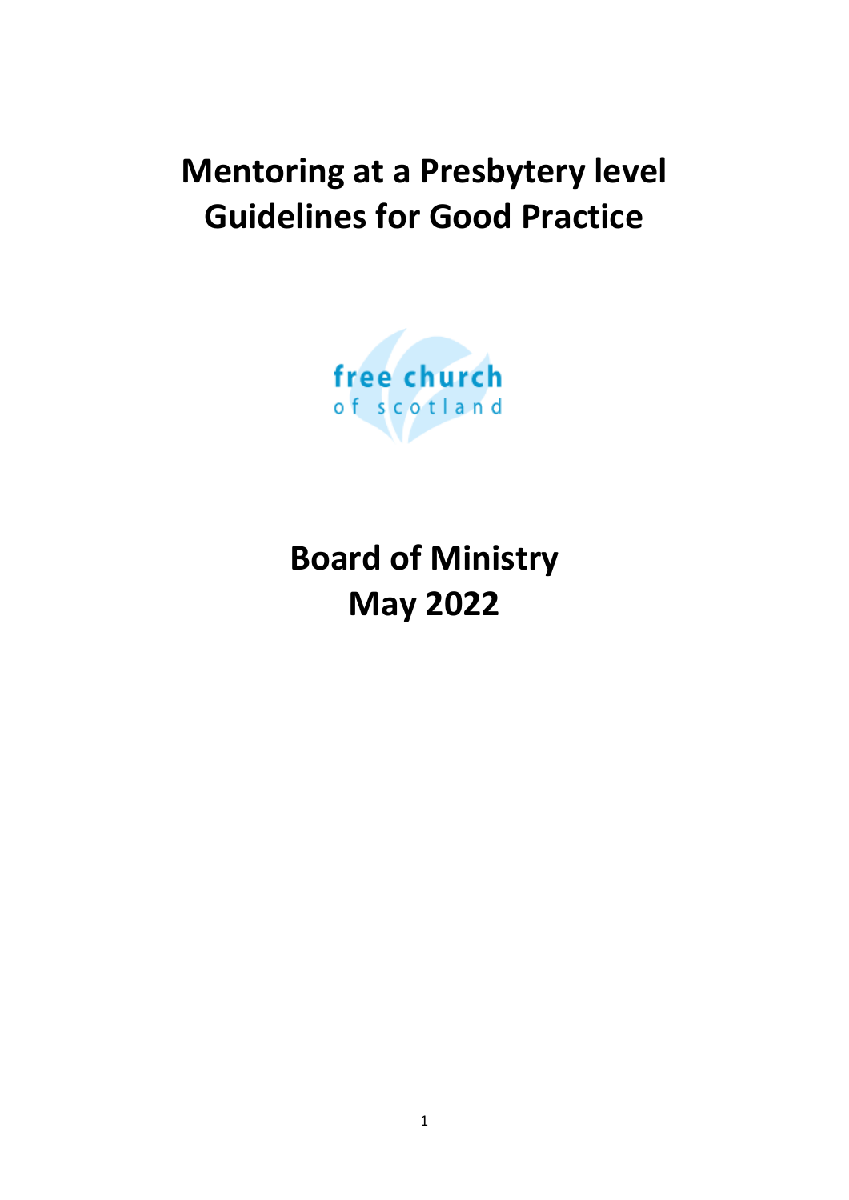# Mentoring at a Presbytery level
# Guidelines for Good Practice

free church
of scotland

## Board of Ministry
## May 2022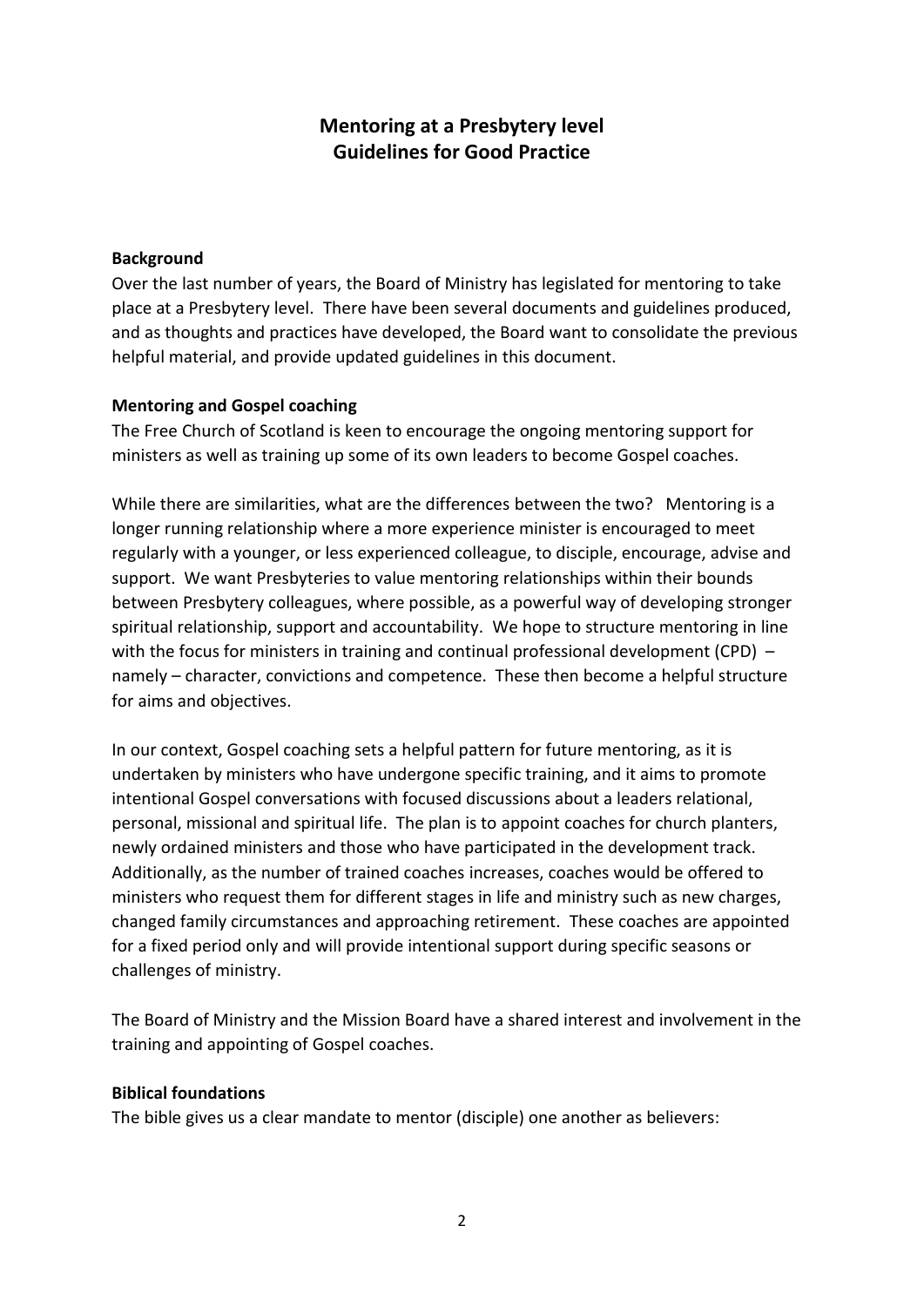# Mentoring at a Presbytery level
# Guidelines for Good Practice

**Background**

Over the last number of years, the Board of Ministry has legislated for mentoring to take place at a Presbytery level. There have been several documents and guidelines produced, and as thoughts and practices have developed, the Board want to consolidate the previous helpful material, and provide updated guidelines in this document.

**Mentoring and Gospel coaching**

The Free Church of Scotland is keen to encourage the ongoing mentoring support for ministers as well as training up some of its own leaders to become Gospel coaches.

While there are similarities, what are the differences between the two? Mentoring is a longer running relationship where a more experience minister is encouraged to meet regularly with a younger, or less experienced colleague, to disciple, encourage, advise and support. We want Presbyteries to value mentoring relationships within their bounds between Presbytery colleagues, where possible, as a powerful way of developing stronger spiritual relationship, support and accountability. We hope to structure mentoring in line with the focus for ministers in training and continual professional development (CPD) – namely – character, convictions and competence. These then become a helpful structure for aims and objectives.

In our context, Gospel coaching sets a helpful pattern for future mentoring, as it is undertaken by ministers who have undergone specific training, and it aims to promote intentional Gospel conversations with focused discussions about a leaders relational, personal, missional and spiritual life. The plan is to appoint coaches for church planters, newly ordained ministers and those who have participated in the development track. Additionally, as the number of trained coaches increases, coaches would be offered to ministers who request them for different stages in life and ministry such as new charges, changed family circumstances and approaching retirement. These coaches are appointed for a fixed period only and will provide intentional support during specific seasons or challenges of ministry.

The Board of Ministry and the Mission Board have a shared interest and involvement in the training and appointing of Gospel coaches.

**Biblical foundations**

The bible gives us a clear mandate to mentor (disciple) one another as believers: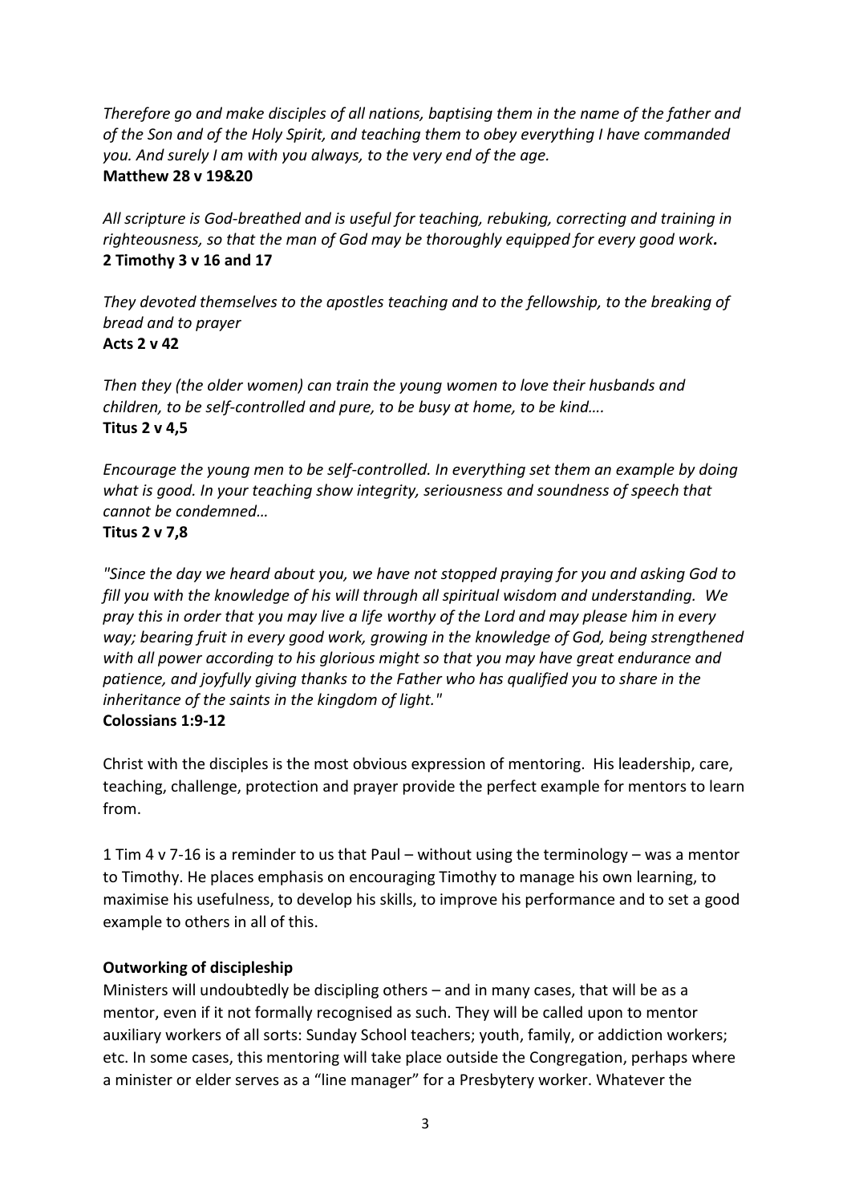*Therefore go and make disciples of all nations, baptising them in the name of the father and of the Son and of the Holy Spirit, and teaching them to obey everything I have commanded you. And surely I am with you always, to the very end of the age.*
**Matthew 28 v 19&20**

*All scripture is God-breathed and is useful for teaching, rebuking, correcting and training in righteousness, so that the man of God may be thoroughly equipped for every good work.*
**2 Timothy 3 v 16 and 17**

*They devoted themselves to the apostles teaching and to the fellowship, to the breaking of bread and to prayer*
**Acts 2 v 42**

*Then they (the older women) can train the young women to love their husbands and children, to be self-controlled and pure, to be busy at home, to be kind….*
**Titus 2 v 4,5**

*Encourage the young men to be self-controlled. In everything set them an example by doing what is good. In your teaching show integrity, seriousness and soundness of speech that cannot be condemned…*
**Titus 2 v 7,8**

*"Since the day we heard about you, we have not stopped praying for you and asking God to fill you with the knowledge of his will through all spiritual wisdom and understanding. We pray this in order that you may live a life worthy of the Lord and may please him in every way; bearing fruit in every good work, growing in the knowledge of God, being strengthened with all power according to his glorious might so that you may have great endurance and patience, and joyfully giving thanks to the Father who has qualified you to share in the inheritance of the saints in the kingdom of light."*
**Colossians 1:9-12**

Christ with the disciples is the most obvious expression of mentoring. His leadership, care, teaching, challenge, protection and prayer provide the perfect example for mentors to learn from.

1 Tim 4 v 7-16 is a reminder to us that Paul – without using the terminology – was a mentor to Timothy. He places emphasis on encouraging Timothy to manage his own learning, to maximise his usefulness, to develop his skills, to improve his performance and to set a good example to others in all of this.

**Outworking of discipleship**
Ministers will undoubtedly be discipling others – and in many cases, that will be as a mentor, even if it not formally recognised as such. They will be called upon to mentor auxiliary workers of all sorts: Sunday School teachers; youth, family, or addiction workers; etc. In some cases, this mentoring will take place outside the Congregation, perhaps where a minister or elder serves as a "line manager" for a Presbytery worker. Whatever the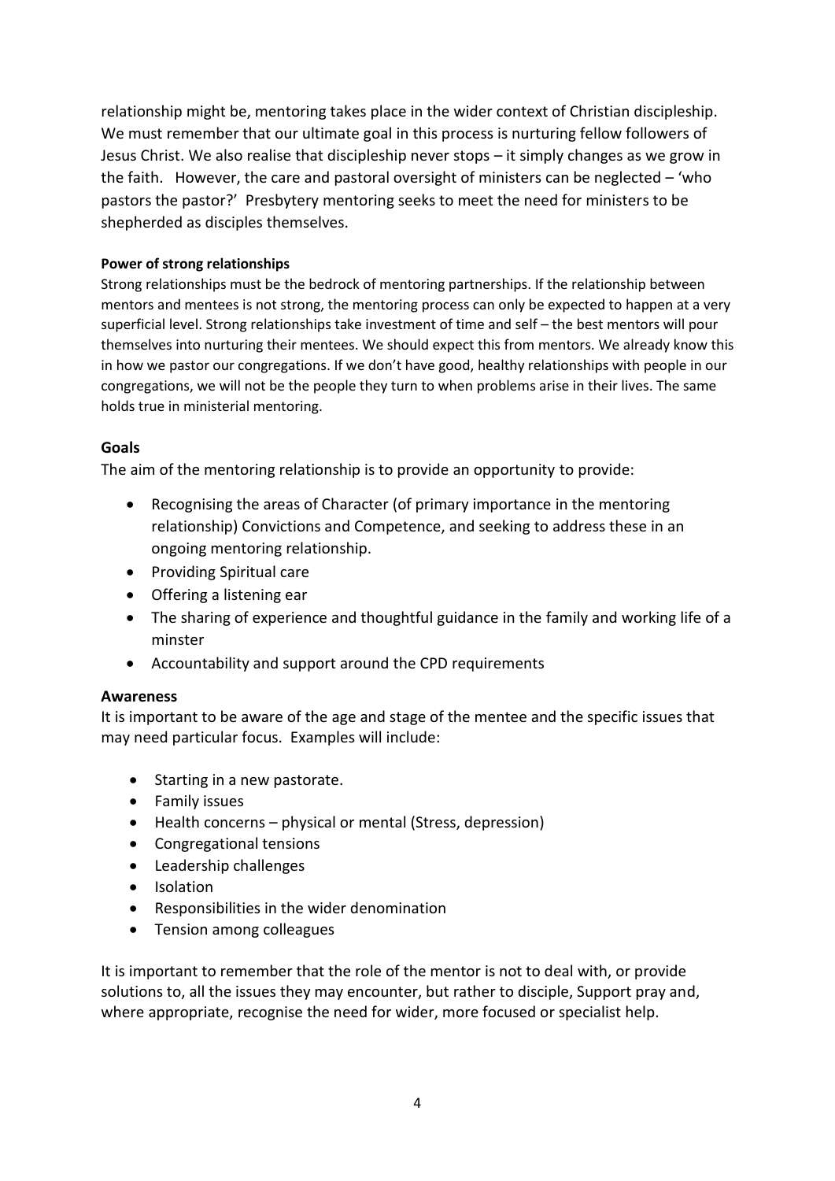relationship might be, mentoring takes place in the wider context of Christian discipleship. We must remember that our ultimate goal in this process is nurturing fellow followers of Jesus Christ. We also realise that discipleship never stops – it simply changes as we grow in the faith. However, the care and pastoral oversight of ministers can be neglected – 'who pastors the pastor?' Presbytery mentoring seeks to meet the need for ministers to be shepherded as disciples themselves.

**Power of strong relationships**

Strong relationships must be the bedrock of mentoring partnerships. If the relationship between mentors and mentees is not strong, the mentoring process can only be expected to happen at a very superficial level. Strong relationships take investment of time and self – the best mentors will pour themselves into nurturing their mentees. We should expect this from mentors. We already know this in how we pastor our congregations. If we don't have good, healthy relationships with people in our congregations, we will not be the people they turn to when problems arise in their lives. The same holds true in ministerial mentoring.

### Goals

The aim of the mentoring relationship is to provide an opportunity to provide:

- Recognising the areas of Character (of primary importance in the mentoring relationship) Convictions and Competence, and seeking to address these in an ongoing mentoring relationship.
- Providing Spiritual care
- Offering a listening ear
- The sharing of experience and thoughtful guidance in the family and working life of a minster
- Accountability and support around the CPD requirements

### Awareness

It is important to be aware of the age and stage of the mentee and the specific issues that may need particular focus. Examples will include:

- Starting in a new pastorate.
- Family issues
- Health concerns – physical or mental (Stress, depression)
- Congregational tensions
- Leadership challenges
- Isolation
- Responsibilities in the wider denomination
- Tension among colleagues

It is important to remember that the role of the mentor is not to deal with, or provide solutions to, all the issues they may encounter, but rather to disciple, Support pray and, where appropriate, recognise the need for wider, more focused or specialist help.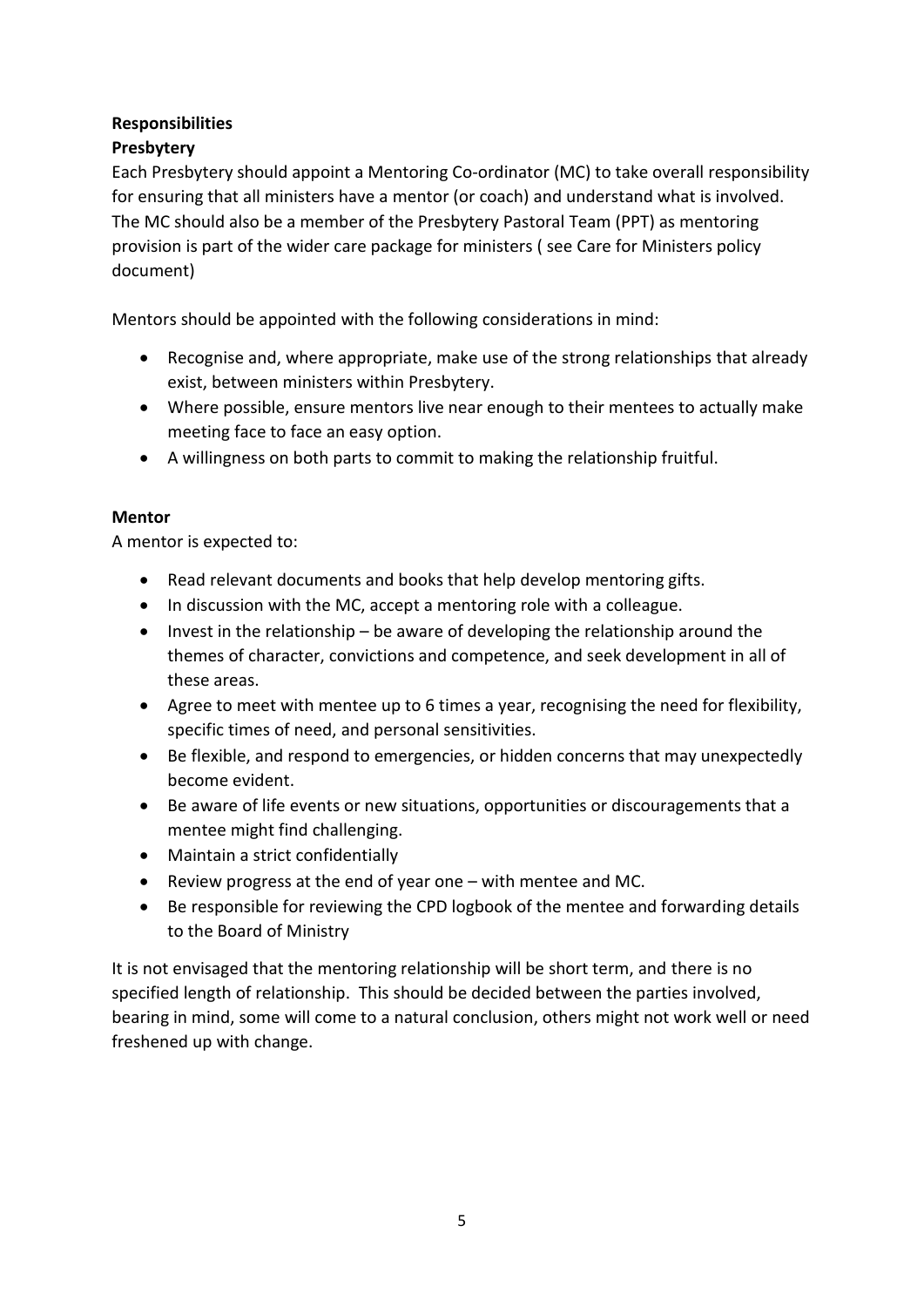**Responsibilities**

**Presbytery**

Each Presbytery should appoint a Mentoring Co-ordinator (MC) to take overall responsibility for ensuring that all ministers have a mentor (or coach) and understand what is involved. The MC should also be a member of the Presbytery Pastoral Team (PPT) as mentoring provision is part of the wider care package for ministers ( see Care for Ministers policy document)

Mentors should be appointed with the following considerations in mind:

- Recognise and, where appropriate, make use of the strong relationships that already exist, between ministers within Presbytery.
- Where possible, ensure mentors live near enough to their mentees to actually make meeting face to face an easy option.
- A willingness on both parts to commit to making the relationship fruitful.

**Mentor**

A mentor is expected to:

- Read relevant documents and books that help develop mentoring gifts.
- In discussion with the MC, accept a mentoring role with a colleague.
- Invest in the relationship – be aware of developing the relationship around the themes of character, convictions and competence, and seek development in all of these areas.
- Agree to meet with mentee up to 6 times a year, recognising the need for flexibility, specific times of need, and personal sensitivities.
- Be flexible, and respond to emergencies, or hidden concerns that may unexpectedly become evident.
- Be aware of life events or new situations, opportunities or discouragements that a mentee might find challenging.
- Maintain a strict confidentially
- Review progress at the end of year one – with mentee and MC.
- Be responsible for reviewing the CPD logbook of the mentee and forwarding details to the Board of Ministry

It is not envisaged that the mentoring relationship will be short term, and there is no specified length of relationship. This should be decided between the parties involved, bearing in mind, some will come to a natural conclusion, others might not work well or need freshened up with change.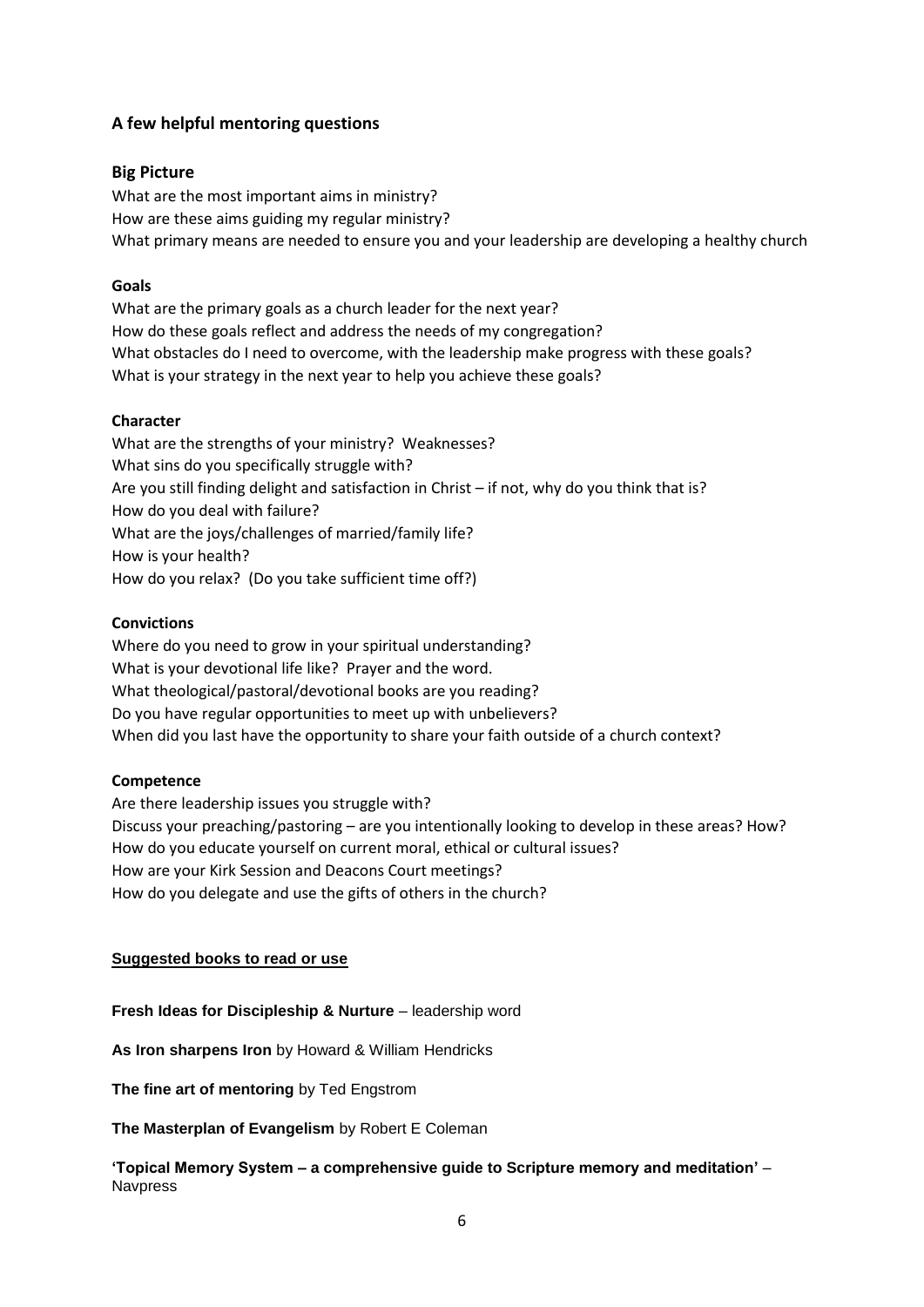## A few helpful mentoring questions

### Big Picture

What are the most important aims in ministry?
How are these aims guiding my regular ministry?
What primary means are needed to ensure you and your leadership are developing a healthy church

**Goals**

What are the primary goals as a church leader for the next year?
How do these goals reflect and address the needs of my congregation?
What obstacles do I need to overcome, with the leadership make progress with these goals?
What is your strategy in the next year to help you achieve these goals?

**Character**

What are the strengths of your ministry? Weaknesses?
What sins do you specifically struggle with?
Are you still finding delight and satisfaction in Christ – if not, why do you think that is?
How do you deal with failure?
What are the joys/challenges of married/family life?
How is your health?
How do you relax? (Do you take sufficient time off?)

**Convictions**

Where do you need to grow in your spiritual understanding?
What is your devotional life like? Prayer and the word.
What theological/pastoral/devotional books are you reading?
Do you have regular opportunities to meet up with unbelievers?
When did you last have the opportunity to share your faith outside of a church context?

**Competence**

Are there leadership issues you struggle with?
Discuss your preaching/pastoring – are you intentionally looking to develop in these areas? How?
How do you educate yourself on current moral, ethical or cultural issues?
How are your Kirk Session and Deacons Court meetings?
How do you delegate and use the gifts of others in the church?

**<u>Suggested books to read or use</u>**

**Fresh Ideas for Discipleship & Nurture** – leadership word

**As Iron sharpens Iron** by Howard & William Hendricks

**The fine art of mentoring** by Ted Engstrom

**The Masterplan of Evangelism** by Robert E Coleman

**'Topical Memory System – a comprehensive guide to Scripture memory and meditation'** – Navpress